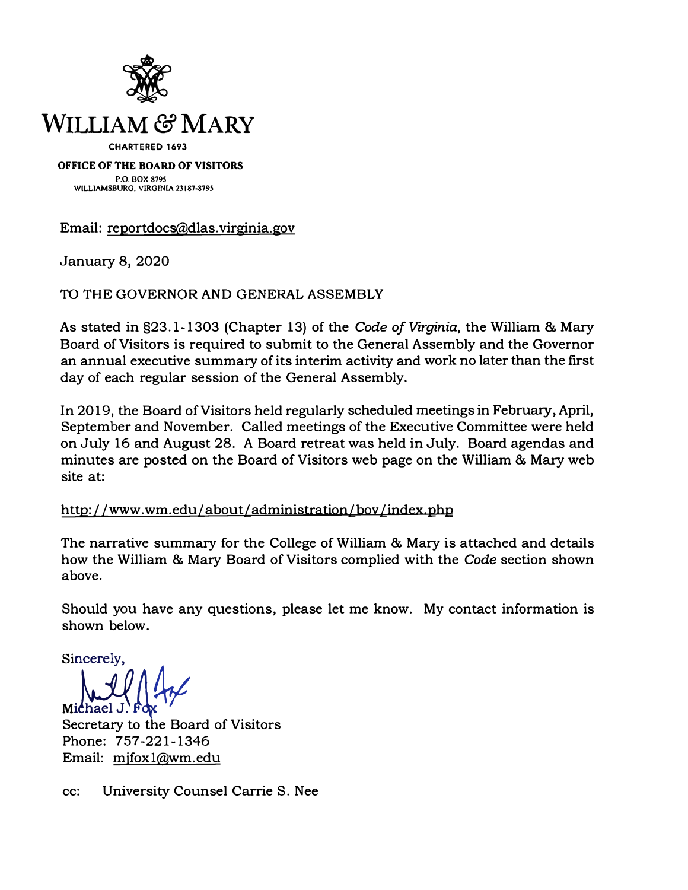# WILLIAM & MARY

CHARTERED 1693

**OFFICE OF THE BOARD OF VISITORS**

P.O. BOX 8795
WILLIAMSBURG, VIRGINIA 23187-8795

Email: reportdocs@dlas.virginia.gov

January 8, 2020

TO THE GOVERNOR AND GENERAL ASSEMBLY

As stated in §23.1-1303 (Chapter 13) of the *Code of Virginia*, the William & Mary Board of Visitors is required to submit to the General Assembly and the Governor an annual executive summary of its interim activity and work no later than the first day of each regular session of the General Assembly.

In 2019, the Board of Visitors held regularly scheduled meetings in February, April, September and November. Called meetings of the Executive Committee were held on July 16 and August 28. A Board retreat was held in July. Board agendas and minutes are posted on the Board of Visitors web page on the William & Mary web site at:

http://www.wm.edu/about/administration/bov/index.php

The narrative summary for the College of William & Mary is attached and details how the William & Mary Board of Visitors complied with the *Code* section shown above.

Should you have any questions, please let me know. My contact information is shown below.

Sincerely,

Michael J. Fox
Secretary to the Board of Visitors
Phone: 757-221-1346
Email: mjfox1@wm.edu

cc: University Counsel Carrie S. Nee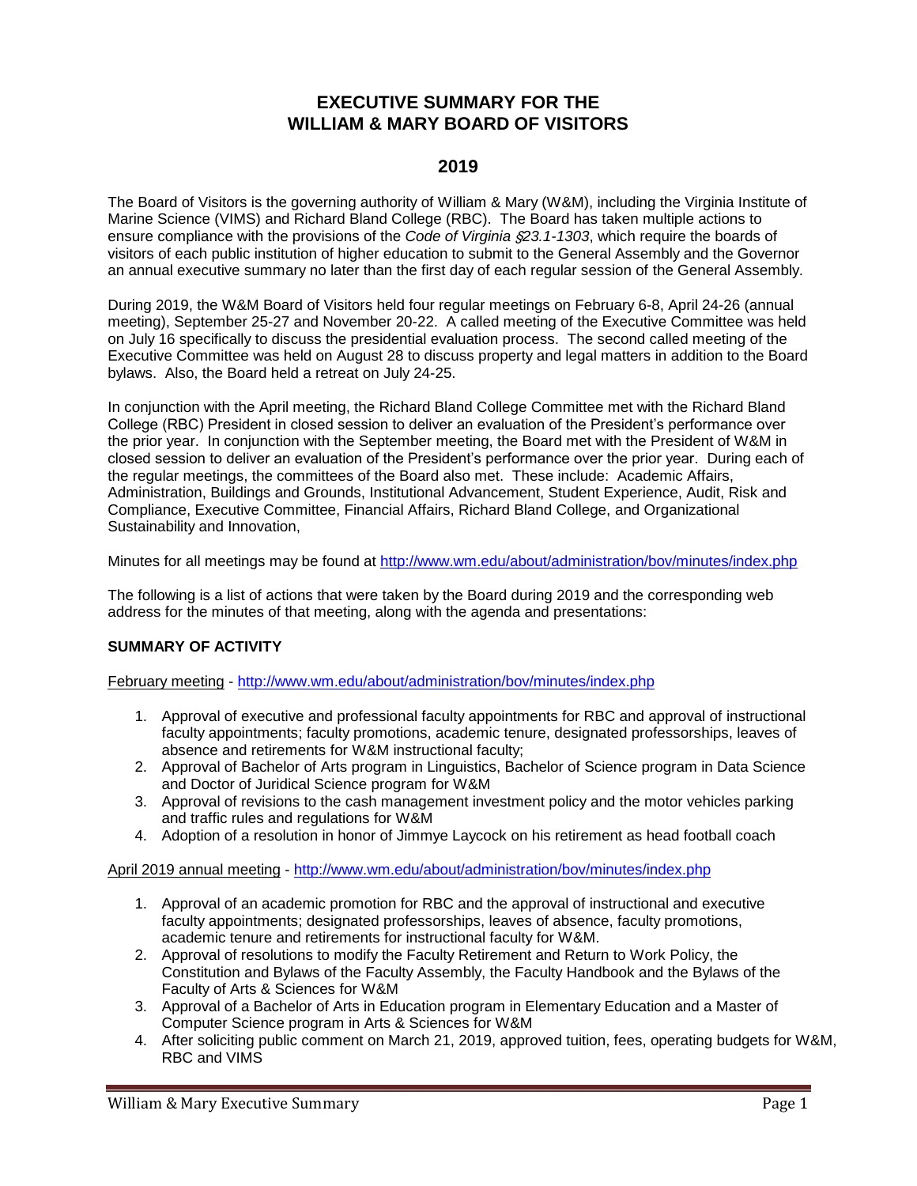# EXECUTIVE SUMMARY FOR THE WILLIAM & MARY BOARD OF VISITORS

## 2019

The Board of Visitors is the governing authority of William & Mary (W&M), including the Virginia Institute of Marine Science (VIMS) and Richard Bland College (RBC). The Board has taken multiple actions to ensure compliance with the provisions of the *Code of Virginia §23.1-1303*, which require the boards of visitors of each public institution of higher education to submit to the General Assembly and the Governor an annual executive summary no later than the first day of each regular session of the General Assembly.

During 2019, the W&M Board of Visitors held four regular meetings on February 6-8, April 24-26 (annual meeting), September 25-27 and November 20-22. A called meeting of the Executive Committee was held on July 16 specifically to discuss the presidential evaluation process. The second called meeting of the Executive Committee was held on August 28 to discuss property and legal matters in addition to the Board bylaws. Also, the Board held a retreat on July 24-25.

In conjunction with the April meeting, the Richard Bland College Committee met with the Richard Bland College (RBC) President in closed session to deliver an evaluation of the President's performance over the prior year. In conjunction with the September meeting, the Board met with the President of W&M in closed session to deliver an evaluation of the President's performance over the prior year. During each of the regular meetings, the committees of the Board also met. These include: Academic Affairs, Administration, Buildings and Grounds, Institutional Advancement, Student Experience, Audit, Risk and Compliance, Executive Committee, Financial Affairs, Richard Bland College, and Organizational Sustainability and Innovation,

Minutes for all meetings may be found at http://www.wm.edu/about/administration/bov/minutes/index.php

The following is a list of actions that were taken by the Board during 2019 and the corresponding web address for the minutes of that meeting, along with the agenda and presentations:

**SUMMARY OF ACTIVITY**

February meeting - http://www.wm.edu/about/administration/bov/minutes/index.php

1. Approval of executive and professional faculty appointments for RBC and approval of instructional faculty appointments; faculty promotions, academic tenure, designated professorships, leaves of absence and retirements for W&M instructional faculty;
2. Approval of Bachelor of Arts program in Linguistics, Bachelor of Science program in Data Science and Doctor of Juridical Science program for W&M
3. Approval of revisions to the cash management investment policy and the motor vehicles parking and traffic rules and regulations for W&M
4. Adoption of a resolution in honor of Jimmye Laycock on his retirement as head football coach

April 2019 annual meeting - http://www.wm.edu/about/administration/bov/minutes/index.php

1. Approval of an academic promotion for RBC and the approval of instructional and executive faculty appointments; designated professorships, leaves of absence, faculty promotions, academic tenure and retirements for instructional faculty for W&M.
2. Approval of resolutions to modify the Faculty Retirement and Return to Work Policy, the Constitution and Bylaws of the Faculty Assembly, the Faculty Handbook and the Bylaws of the Faculty of Arts & Sciences for W&M
3. Approval of a Bachelor of Arts in Education program in Elementary Education and a Master of Computer Science program in Arts & Sciences for W&M
4. After soliciting public comment on March 21, 2019, approved tuition, fees, operating budgets for W&M, RBC and VIMS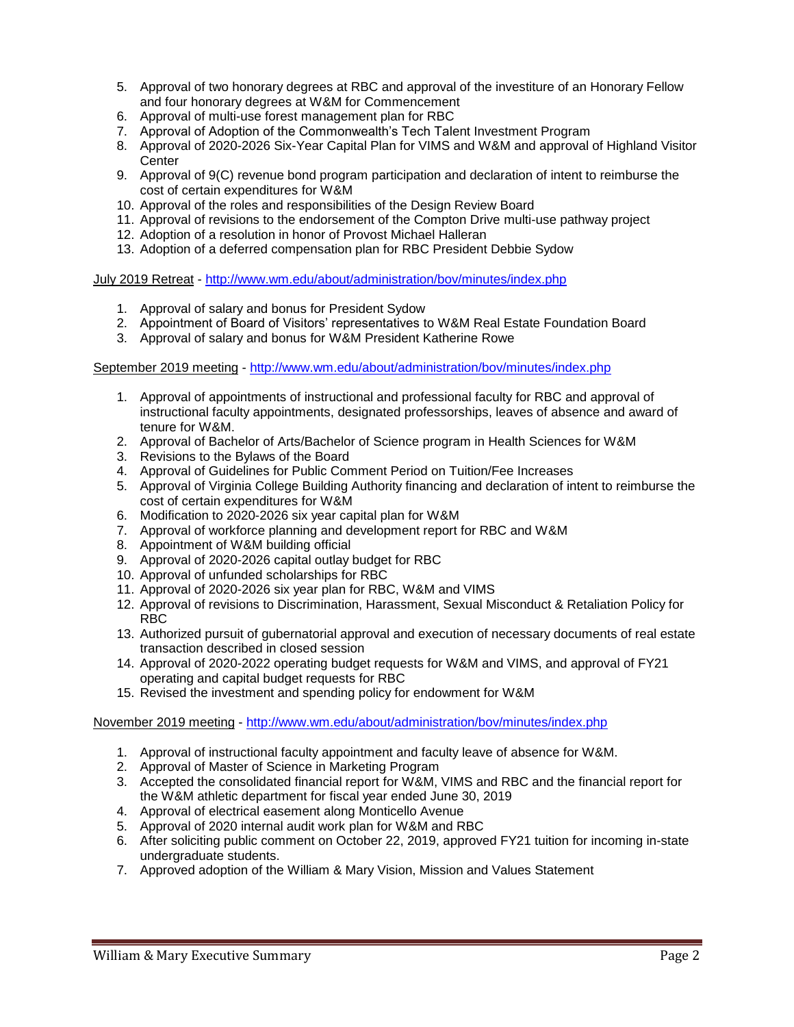5. Approval of two honorary degrees at RBC and approval of the investiture of an Honorary Fellow and four honorary degrees at W&M for Commencement
6. Approval of multi-use forest management plan for RBC
7. Approval of Adoption of the Commonwealth's Tech Talent Investment Program
8. Approval of 2020-2026 Six-Year Capital Plan for VIMS and W&M and approval of Highland Visitor Center
9. Approval of 9(C) revenue bond program participation and declaration of intent to reimburse the cost of certain expenditures for W&M
10. Approval of the roles and responsibilities of the Design Review Board
11. Approval of revisions to the endorsement of the Compton Drive multi-use pathway project
12. Adoption of a resolution in honor of Provost Michael Halleran
13. Adoption of a deferred compensation plan for RBC President Debbie Sydow

<u>July 2019 Retreat</u> - http://www.wm.edu/about/administration/bov/minutes/index.php

1. Approval of salary and bonus for President Sydow
2. Appointment of Board of Visitors' representatives to W&M Real Estate Foundation Board
3. Approval of salary and bonus for W&M President Katherine Rowe

<u>September 2019 meeting</u> - http://www.wm.edu/about/administration/bov/minutes/index.php

1. Approval of appointments of instructional and professional faculty for RBC and approval of instructional faculty appointments, designated professorships, leaves of absence and award of tenure for W&M.
2. Approval of Bachelor of Arts/Bachelor of Science program in Health Sciences for W&M
3. Revisions to the Bylaws of the Board
4. Approval of Guidelines for Public Comment Period on Tuition/Fee Increases
5. Approval of Virginia College Building Authority financing and declaration of intent to reimburse the cost of certain expenditures for W&M
6. Modification to 2020-2026 six year capital plan for W&M
7. Approval of workforce planning and development report for RBC and W&M
8. Appointment of W&M building official
9. Approval of 2020-2026 capital outlay budget for RBC
10. Approval of unfunded scholarships for RBC
11. Approval of 2020-2026 six year plan for RBC, W&M and VIMS
12. Approval of revisions to Discrimination, Harassment, Sexual Misconduct & Retaliation Policy for RBC
13. Authorized pursuit of gubernatorial approval and execution of necessary documents of real estate transaction described in closed session
14. Approval of 2020-2022 operating budget requests for W&M and VIMS, and approval of FY21 operating and capital budget requests for RBC
15. Revised the investment and spending policy for endowment for W&M

<u>November 2019 meeting</u> - http://www.wm.edu/about/administration/bov/minutes/index.php

1. Approval of instructional faculty appointment and faculty leave of absence for W&M.
2. Approval of Master of Science in Marketing Program
3. Accepted the consolidated financial report for W&M, VIMS and RBC and the financial report for the W&M athletic department for fiscal year ended June 30, 2019
4. Approval of electrical easement along Monticello Avenue
5. Approval of 2020 internal audit work plan for W&M and RBC
6. After soliciting public comment on October 22, 2019, approved FY21 tuition for incoming in-state undergraduate students.
7. Approved adoption of the William & Mary Vision, Mission and Values Statement